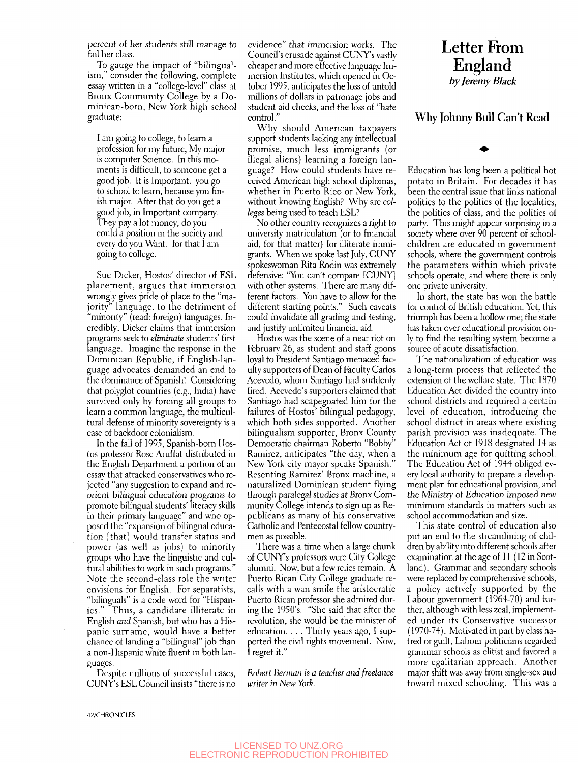percent of her students still manage to fail her class.

To gauge the impact of "bilingualism," consider the following, complete essay written in a "college-level" class at Bronx Community College by a Dominican-born, New York high school graduate:

> I am going to college, to learn a profession for my future, My major is computer Science. In this moments is difficult, to someone get a good job. It is Important. you go to school to learn, because you finish major. After that do you get a good job, in Important company. They pay a lot money, do you could a position in the society and every do you Want. for that I am going to college.

Sue Dicker, Hostos' director of ESL placement, argues that immersion wrongly gives pride of place to the "majority" language, to the detriment of "minority" (read: foreign) languages. Incredibly, Dicker claims that immersion programs seek to *eliminate* students' first language. Imagine the response in the Dominican Republic, if English-language advocates demanded an end to the dominance of Spanish! Considering that polyglot countries (e.g., India) have survived only by forcing all groups to learn a common language, the multicultural defense of minority sovereignty is a case of backdoor colonialism.

In the fall of 1995, Spanish-born Hostos professor Rose Aruffat distributed in the English Department a portion of an essay that attacked conservatives who rejected "any suggestion to expand and reorient bilingual education programs to promote bilingual students' literacy skills in their primary language" and who opposed the "expansion of bilingual education [that] would transfer status and power (as well as jobs) to minority groups who have the linguistic and cultural abilities to work in such programs." Note the second-class role the writer envisions for English. For separatists, "bilinguals" is a code word for "Hispanics." Thus, a candidate illiterate in English *and* Spanish, but who has a Hispanic surname, would have a better chance of landing a "bilingual" job than a non-Hispanic white fluent in both languages.

Despite millions of successful cases, CUNY's ESL Council insists "there is no evidence" that immersion works. The Council's crusade against CUNY's vastly cheaper and more effective language Immersion Institutes, which opened in October 1995, anticipates the loss of untold millions of dollars in patronage jobs and student aid checks, and the loss of "hate control."

Why should American taxpayers support students lacking any intellectual promise, much less immigrants (or illegal aliens) learning a foreign language? How could students have received American high school diplomas, whether in Puerto Rico or New York, without knowing English? Why are *colleges* being used to teach ESL?

No other country recognizes a right to university matriculation (or to financial aid, for that matter) for illiterate immigrants. When we spoke last July, CUNY spokeswoman Rita Rodin was extremely defensive: "You can't compare [CUNY] with other systems. There are many different factors. You have to allow for the different starting points." Such caveats could invalidate all grading and testing, and justify unlimited financial aid.

Hostos was the scene of a near riot on February 26, as student and staff goons loyal to President Santiago menaced faculty supporters of Dean of Faculty Carlos Acevedo, whom Santiago had suddenly fired. Acevedo's supporters claimed that Santiago had scapegoated him for the failures of Hostos' bilingual pedagogy, which both sides supported. Another bilingualism supporter, Bronx County Democratic chairman Roberto "Bobby" Ramirez, anticipates "the day, when a New York city mayor speaks Spanish." Resenting Ramirez' Bronx machine, a naturalized Dominican student flying through paralegal studies at Bronx Community College intends to sign up as Republicans as many of his conservative Catholic and Pentecostal fellow countrymen as possible.

There was a time when a large chunk of CUNY's professors were City College alumni. Now, but a few relics remain. A Puerto Rican City College graduate recalls with a wan smile the aristocratic Puerto Rican professor she admired during the 1950's. "She said that after the revolution, she would be the minister of education. . . . Thirty years ago, I supported the civil rights movement. Now, I regret it."

*Robert Berman is a teacher and freelance writer in New York.*

# Letter From England

*by Jeremy Black*

## Why Johnny Bull Can't Read

Education has long been a political hot potato in Britain. For decades it has been the central issue that links national politics to the politics of the localities, the politics of class, and the politics of party. This might appear surprising in a society where over 90 percent of schoolchildren are educated in government schools, where the government controls the parameters within which private schools operate, and where there is only one private university.

In short, the state has won the battle for control of British education. Yet, this triumph has been a hollow one; the state has taken over educational provision only to find the resulting system become a source of acute dissatisfaction.

The nationalization of education was a long-term process that reflected the extension of the welfare state. The 1870 Education Act divided the country into school districts and required a certain level of education, introducing the school district in areas where existing parish provision was inadequate. The Education Act of 1918 designated 14 as the minimum age for quitting school. The Education Act of 1944 obliged every local authority to prepare a development plan for educational provision, and the Ministry of Education imposed new minimum standards in matters such as school accommodation and size.

This state control of education also put an end to the streamlining of children by ability into different schools after examination at the age of 11 (12 in Scotland). Grammar and secondary schools were replaced by comprehensive schools, a policy actively supported by the Labour government (1964-70) and further, although with less zeal, implemented under its Conservative successor (1970-74). Motivated in part by class hatred or guilt, Labour politicians regarded grammar schools as elitist and favored a more egalitarian approach. Another major shift was away from single-sex and toward mixed schooling. This was a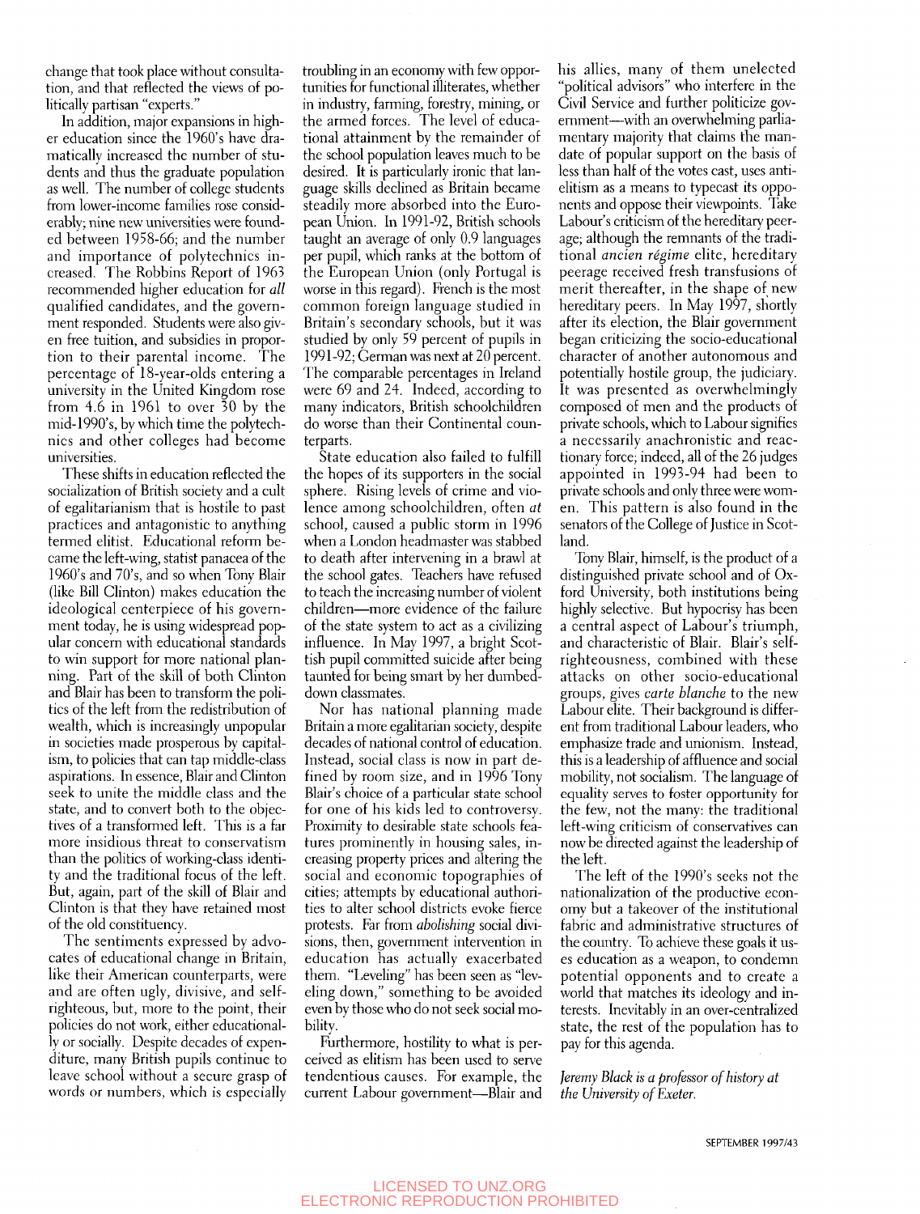change that took place without consultation, and that reflected the views of politically partisan "experts."

In addition, major expansions in higher education since the 1960's have dramatically increased the number of students and thus the graduate population as well. The number of college students from lower-income families rose considerably; nine new universities were founded between 1958-66; and the number and importance of polytechnics increased. The Robbins Report of 1963 recommended higher education for *all* qualified candidates, and the government responded. Students were also given free tuition, and subsidies in proportion to their parental income. The percentage of 18-year-olds entering a university in the United Kingdom rose from 4.6 in 1961 to over 30 by the mid-1990's, by which time the polytechnics and other colleges had become universities.

These shifts in education reflected the socialization of British society and a cult of egalitarianism that is hostile to past practices and antagonistic to anything termed elitist. Educational reform became the left-wing, statist panacea of the 1960's and 70's, and so when Tony Blair (like Bill Clinton) makes education the ideological centerpiece of his government today, he is using widespread popular concern with educational standards to win support for more national planning. Part of the skill of both Clinton and Blair has been to transform the politics of the left from the redistribution of wealth, which is increasingly unpopular in societies made prosperous by capitalism, to policies that can tap middle-class aspirations. In essence, Blair and Clinton seek to unite the middle class and the state, and to convert both to the objectives of a transformed left. This is a far more insidious threat to conservatism than the politics of working-class identity and the traditional focus of the left. But, again, part of the skill of Blair and Clinton is that they have retained most of the old constituency.

The sentiments expressed by advocates of educational change in Britain, like their American counterparts, were and are often ugly, divisive, and self-righteous, but, more to the point, their policies do not work, either educationally or socially. Despite decades of expenditure, many British pupils continue to leave school without a secure grasp of words or numbers, which is especially troubling in an economy with few opportunities for functional illiterates, whether in industry, farming, forestry, mining, or the armed forces. The level of educational attainment by the remainder of the school population leaves much to be desired. It is particularly ironic that language skills declined as Britain became steadily more absorbed into the European Union. In 1991-92, British schools taught an average of only 0.9 languages per pupil, which ranks at the bottom of the European Union (only Portugal is worse in this regard). French is the most common foreign language studied in Britain's secondary schools, but it was studied by only 59 percent of pupils in 1991-92; German was next at 20 percent. The comparable percentages in Ireland were 69 and 24. Indeed, according to many indicators, British schoolchildren do worse than their Continental counterparts.

State education also failed to fulfill the hopes of its supporters in the social sphere. Rising levels of crime and violence among schoolchildren, often *at* school, caused a public storm in 1996 when a London headmaster was stabbed to death after intervening in a brawl at the school gates. Teachers have refused to teach the increasing number of violent children—more evidence of the failure of the state system to act as a civilizing influence. In May 1997, a bright Scottish pupil committed suicide after being taunted for being smart by her dumbed-down classmates.

Nor has national planning made Britain a more egalitarian society, despite decades of national control of education. Instead, social class is now in part defined by room size, and in 1996 Tony Blair's choice of a particular state school for one of his kids led to controversy. Proximity to desirable state schools features prominently in housing sales, increasing property prices and altering the social and economic topographies of cities; attempts by educational authorities to alter school districts evoke fierce protests. Far from *abolishing* social divisions, then, government intervention in education has actually exacerbated them. "Leveling" has been seen as "leveling down," something to be avoided even by those who do not seek social mobility.

Furthermore, hostility to what is perceived as elitism has been used to serve tendentious causes. For example, the current Labour government—Blair and his allies, many of them unelected "political advisors" who interfere in the Civil Service and further politicize government—with an overwhelming parliamentary majority that claims the mandate of popular support on the basis of less than half of the votes cast, uses anti-elitism as a means to typecast its opponents and oppose their viewpoints. Take Labour's criticism of the hereditary peerage; although the remnants of the traditional *ancien régime* elite, hereditary peerage received fresh transfusions of merit thereafter, in the shape of new hereditary peers. In May 1997, shortly after its election, the Blair government began criticizing the socio-educational character of another autonomous and potentially hostile group, the judiciary. It was presented as overwhelmingly composed of men and the products of private schools, which to Labour signifies a necessarily anachronistic and reactionary force; indeed, all of the 26 judges appointed in 1993-94 had been to private schools and only three were women. This pattern is also found in the senators of the College of Justice in Scotland.

Tony Blair, himself, is the product of a distinguished private school and of Oxford University, both institutions being highly selective. But hypocrisy has been a central aspect of Labour's triumph, and characteristic of Blair. Blair's self-righteousness, combined with these attacks on other socio-educational groups, gives *carte blanche* to the new Labour elite. Their background is different from traditional Labour leaders, who emphasize trade and unionism. Instead, this is a leadership of affluence and social mobility, not socialism. The language of equality serves to foster opportunity for the few, not the many: the traditional left-wing criticism of conservatives can now be directed against the leadership of the left.

The left of the 1990's seeks not the nationalization of the productive economy but a takeover of the institutional fabric and administrative structures of the country. To achieve these goals it uses education as a weapon, to condemn potential opponents and to create a world that matches its ideology and interests. Inevitably in an over-centralized state, the rest of the population has to pay for this agenda.

*Jeremy Black is a professor of history at the University of Exeter.*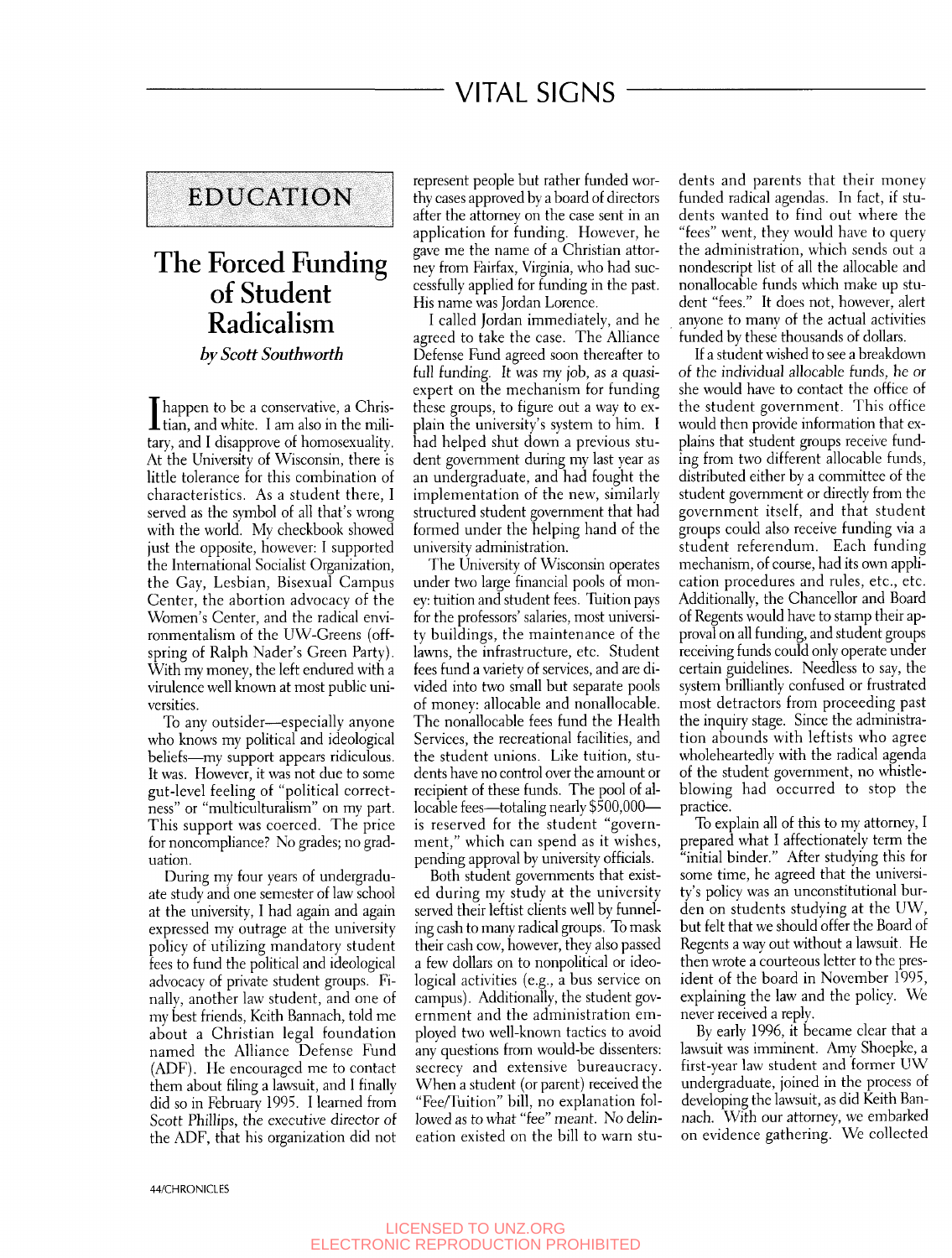# VITAL SIGNS

## EDUCATION

# The Forced Funding of Student Radicalism

*by Scott Southworth*

I happen to be a conservative, a Christian, and white. I am also in the military, and I disapprove of homosexuality. At the University of Wisconsin, there is little tolerance for this combination of characteristics. As a student there, I served as the symbol of all that's wrong with the world. My checkbook showed just the opposite, however: I supported the International Socialist Organization, the Gay, Lesbian, Bisexual Campus Center, the abortion advocacy of the Women's Center, and the radical environmentalism of the UW-Greens (offspring of Ralph Nader's Green Party). With my money, the left endured with a virulence well known at most public universities.

To any outsider—especially anyone who knows my political and ideological beliefs—my support appears ridiculous. It was. However, it was not due to some gut-level feeling of "political correctness" or "multiculturalism" on my part. This support was coerced. The price for noncompliance? No grades; no graduation.

During my four years of undergraduate study and one semester of law school at the university, I had again and again expressed my outrage at the university policy of utilizing mandatory student fees to fund the political and ideological advocacy of private student groups. Finally, another law student, and one of my best friends, Keith Bannach, told me about a Christian legal foundation named the Alliance Defense Fund (ADF). He encouraged me to contact them about filing a lawsuit, and I finally did so in February 1995. I learned from Scott Phillips, the executive director of the ADF, that his organization did not represent people but rather funded worthy cases approved by a board of directors after the attorney on the case sent in an application for funding. However, he gave me the name of a Christian attorney from Fairfax, Virginia, who had successfully applied for funding in the past. His name was Jordan Lorence.

I called Jordan immediately, and he agreed to take the case. The Alliance Defense Fund agreed soon thereafter to full funding. It was my job, as a quasi-expert on the mechanism for funding these groups, to figure out a way to explain the university's system to him. I had helped shut down a previous student government during my last year as an undergraduate, and had fought the implementation of the new, similarly structured student government that had formed under the helping hand of the university administration.

The University of Wisconsin operates under two large financial pools of money: tuition and student fees. Tuition pays for the professors' salaries, most university buildings, the maintenance of the lawns, the infrastructure, etc. Student fees fund a variety of services, and are divided into two small but separate pools of money: allocable and nonallocable. The nonallocable fees fund the Health Services, the recreational facilities, and the student unions. Like tuition, students have no control over the amount or recipient of these funds. The pool of allocable fees—totaling nearly \$500,000—is reserved for the student "government," which can spend as it wishes, pending approval by university officials.

Both student governments that existed during my study at the university served their leftist clients well by funneling cash to many radical groups. To mask their cash cow, however, they also passed a few dollars on to nonpolitical or ideological activities (e.g., a bus service on campus). Additionally, the student government and the administration employed two well-known tactics to avoid any questions from would-be dissenters: secrecy and extensive bureaucracy. When a student (or parent) received the "Fee/Tuition" bill, no explanation followed as to what "fee" meant. No delineation existed on the bill to warn students and parents that their money funded radical agendas. In fact, if students wanted to find out where the "fees" went, they would have to query the administration, which sends out a nondescript list of all the allocable and nonallocable funds which make up student "fees." It does not, however, alert anyone to many of the actual activities funded by these thousands of dollars.

If a student wished to see a breakdown of the individual allocable funds, he or she would have to contact the office of the student government. This office would then provide information that explains that student groups receive funding from two different allocable funds, distributed either by a committee of the student government or directly from the government itself, and that student groups could also receive funding via a student referendum. Each funding mechanism, of course, had its own application procedures and rules, etc., etc. Additionally, the Chancellor and Board of Regents would have to stamp their approval on all funding, and student groups receiving funds could only operate under certain guidelines. Needless to say, the system brilliantly confused or frustrated most detractors from proceeding past the inquiry stage. Since the administration abounds with leftists who agree wholeheartedly with the radical agenda of the student government, no whistle-blowing had occurred to stop the practice.

To explain all of this to my attorney, I prepared what I affectionately term the "initial binder." After studying this for some time, he agreed that the university's policy was an unconstitutional burden on students studying at the UW, but felt that we should offer the Board of Regents a way out without a lawsuit. He then wrote a courteous letter to the president of the board in November 1995, explaining the law and the policy. We never received a reply.

By early 1996, it became clear that a lawsuit was imminent. Amy Shoepke, a first-year law student and former UW undergraduate, joined in the process of developing the lawsuit, as did Keith Bannach. With our attorney, we embarked on evidence gathering. We collected